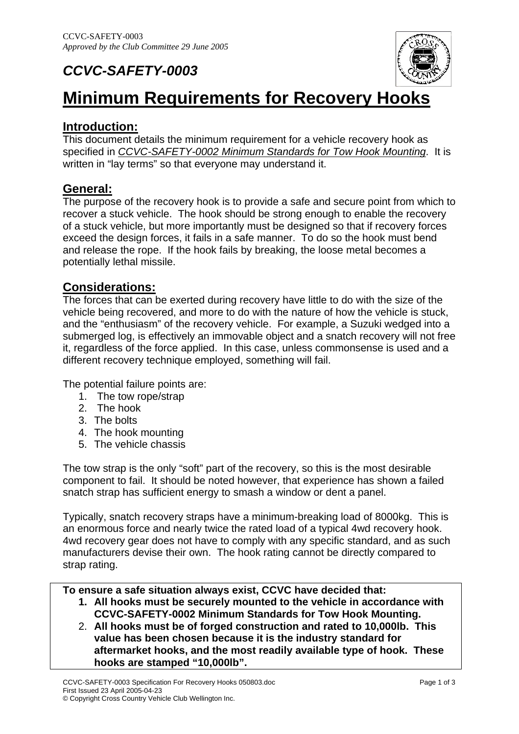CCVC-SAFETY-0003
*Approved by the Club Committee 29 June 2005*

***CCVC-SAFETY-0003***

# Minimum Requirements for Recovery Hooks

## Introduction:

This document details the minimum requirement for a vehicle recovery hook as specified in *CCVC-SAFETY-0002 Minimum Standards for Tow Hook Mounting*. It is written in "lay terms" so that everyone may understand it.

## General:

The purpose of the recovery hook is to provide a safe and secure point from which to recover a stuck vehicle. The hook should be strong enough to enable the recovery of a stuck vehicle, but more importantly must be designed so that if recovery forces exceed the design forces, it fails in a safe manner. To do so the hook must bend and release the rope. If the hook fails by breaking, the loose metal becomes a potentially lethal missile.

## Considerations:

The forces that can be exerted during recovery have little to do with the size of the vehicle being recovered, and more to do with the nature of how the vehicle is stuck, and the "enthusiasm" of the recovery vehicle. For example, a Suzuki wedged into a submerged log, is effectively an immovable object and a snatch recovery will not free it, regardless of the force applied. In this case, unless commonsense is used and a different recovery technique employed, something will fail.

The potential failure points are:

1. The tow rope/strap
2. The hook
3. The bolts
4. The hook mounting
5. The vehicle chassis

The tow strap is the only "soft" part of the recovery, so this is the most desirable component to fail. It should be noted however, that experience has shown a failed snatch strap has sufficient energy to smash a window or dent a panel.

Typically, snatch recovery straps have a minimum-breaking load of 8000kg. This is an enormous force and nearly twice the rated load of a typical 4wd recovery hook. 4wd recovery gear does not have to comply with any specific standard, and as such manufacturers devise their own. The hook rating cannot be directly compared to strap rating.

**To ensure a safe situation always exist, CCVC have decided that:**

1. **All hooks must be securely mounted to the vehicle in accordance with CCVC-SAFETY-0002 Minimum Standards for Tow Hook Mounting.**
2. **All hooks must be of forged construction and rated to 10,000lb. This value has been chosen because it is the industry standard for aftermarket hooks, and the most readily available type of hook. These hooks are stamped "10,000lb".**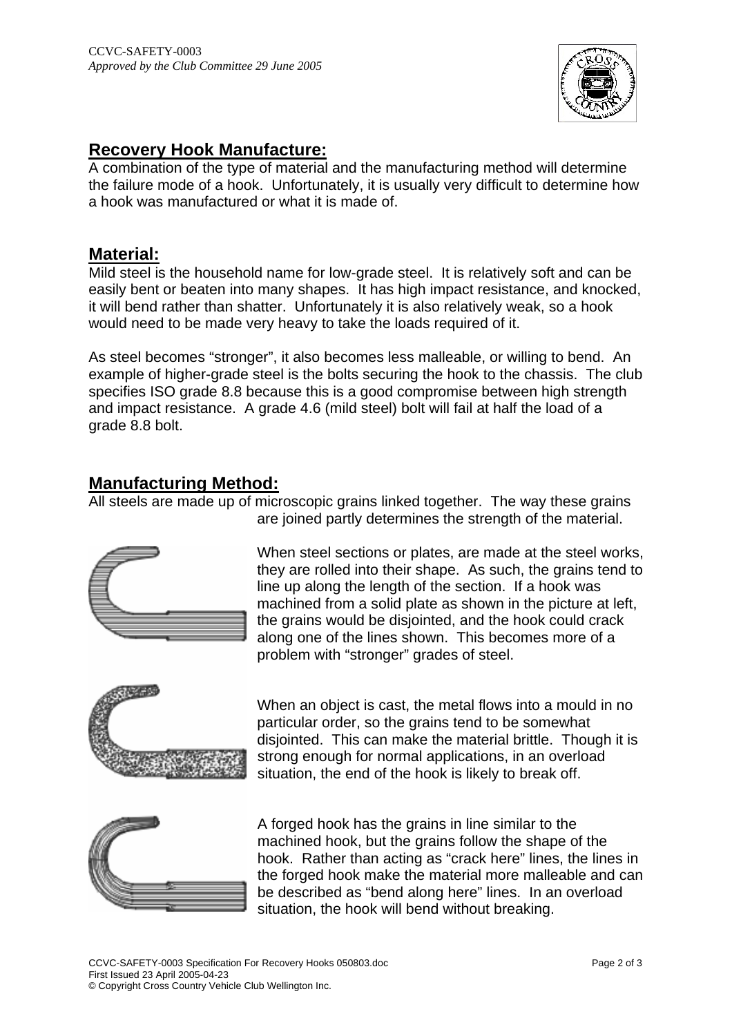## Recovery Hook Manufacture:

A combination of the type of material and the manufacturing method will determine the failure mode of a hook. Unfortunately, it is usually very difficult to determine how a hook was manufactured or what it is made of.

## Material:

Mild steel is the household name for low-grade steel. It is relatively soft and can be easily bent or beaten into many shapes. It has high impact resistance, and knocked, it will bend rather than shatter. Unfortunately it is also relatively weak, so a hook would need to be made very heavy to take the loads required of it.

As steel becomes "stronger", it also becomes less malleable, or willing to bend. An example of higher-grade steel is the bolts securing the hook to the chassis. The club specifies ISO grade 8.8 because this is a good compromise between high strength and impact resistance. A grade 4.6 (mild steel) bolt will fail at half the load of a grade 8.8 bolt.

## Manufacturing Method:

All steels are made up of microscopic grains linked together. The way these grains are joined partly determines the strength of the material.

When steel sections or plates, are made at the steel works, they are rolled into their shape. As such, the grains tend to line up along the length of the section. If a hook was machined from a solid plate as shown in the picture at left, the grains would be disjointed, and the hook could crack along one of the lines shown. This becomes more of a problem with "stronger" grades of steel.

When an object is cast, the metal flows into a mould in no particular order, so the grains tend to be somewhat disjointed. This can make the material brittle. Though it is strong enough for normal applications, in an overload situation, the end of the hook is likely to break off.

A forged hook has the grains in line similar to the machined hook, but the grains follow the shape of the hook. Rather than acting as "crack here" lines, the lines in the forged hook make the material more malleable and can be described as "bend along here" lines. In an overload situation, the hook will bend without breaking.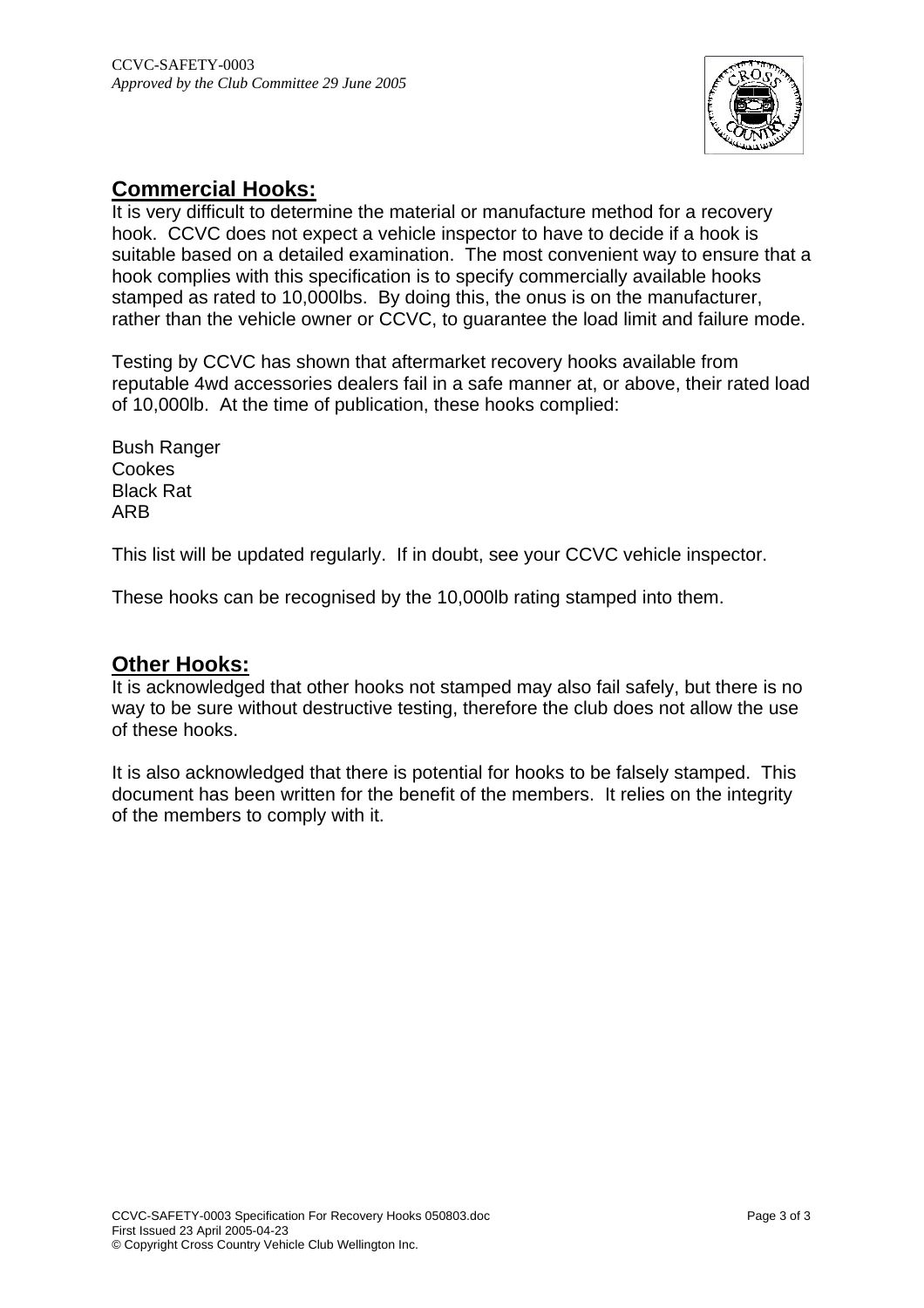## Commercial Hooks:

It is very difficult to determine the material or manufacture method for a recovery hook. CCVC does not expect a vehicle inspector to have to decide if a hook is suitable based on a detailed examination. The most convenient way to ensure that a hook complies with this specification is to specify commercially available hooks stamped as rated to 10,000lbs. By doing this, the onus is on the manufacturer, rather than the vehicle owner or CCVC, to guarantee the load limit and failure mode.

Testing by CCVC has shown that aftermarket recovery hooks available from reputable 4wd accessories dealers fail in a safe manner at, or above, their rated load of 10,000lb. At the time of publication, these hooks complied:

Bush Ranger
Cookes
Black Rat
ARB

This list will be updated regularly. If in doubt, see your CCVC vehicle inspector.

These hooks can be recognised by the 10,000lb rating stamped into them.

## Other Hooks:

It is acknowledged that other hooks not stamped may also fail safely, but there is no way to be sure without destructive testing, therefore the club does not allow the use of these hooks.

It is also acknowledged that there is potential for hooks to be falsely stamped. This document has been written for the benefit of the members. It relies on the integrity of the members to comply with it.